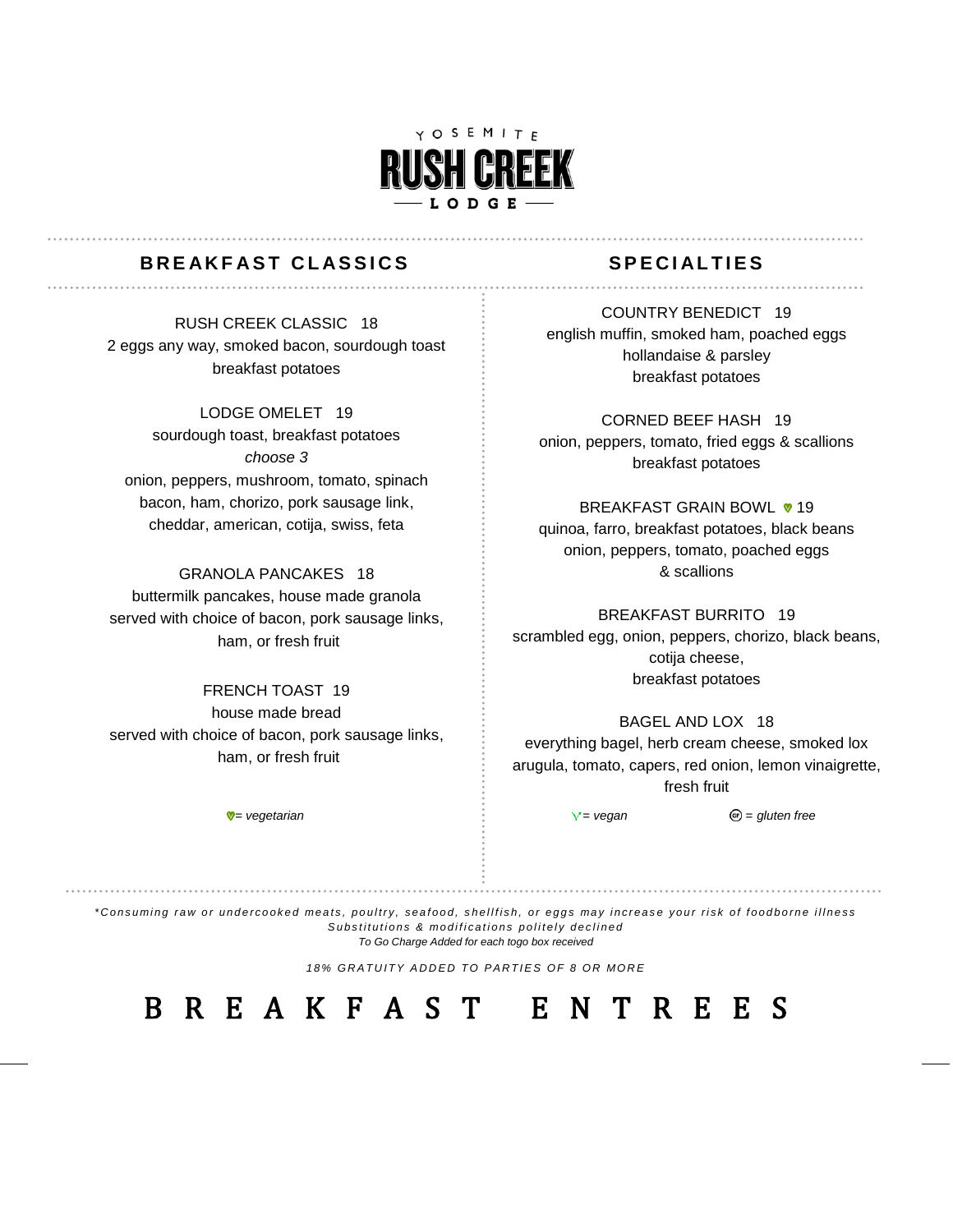YOSEMITE

# RUSH CREEK

LODGE

## BREAKFAST CLASSICS

RUSH CREEK CLASSIC 18
2 eggs any way, smoked bacon, sourdough toast
breakfast potatoes

LODGE OMELET 19
sourdough toast, breakfast potatoes
*choose 3*
onion, peppers, mushroom, tomato, spinach
bacon, ham, chorizo, pork sausage link,
cheddar, american, cotija, swiss, feta

GRANOLA PANCAKES 18
buttermilk pancakes, house made granola
served with choice of bacon, pork sausage links,
ham, or fresh fruit

FRENCH TOAST 19
house made bread
served with choice of bacon, pork sausage links,
ham, or fresh fruit

## SPECIALTIES

COUNTRY BENEDICT 19
english muffin, smoked ham, poached eggs
hollandaise & parsley
breakfast potatoes

CORNED BEEF HASH 19
onion, peppers, tomato, fried eggs & scallions
breakfast potatoes

BREAKFAST GRAIN BOWL (vegetarian) 19
quinoa, farro, breakfast potatoes, black beans
onion, peppers, tomato, poached eggs
& scallions

BREAKFAST BURRITO 19
scrambled egg, onion, peppers, chorizo, black beans,
cotija cheese,
breakfast potatoes

BAGEL AND LOX 18
everything bagel, herb cream cheese, smoked lox
arugula, tomato, capers, red onion, lemon vinaigrette,
fresh fruit

*(vegetarian icon) = vegetarian* *(vegan icon) = vegan* *(GF icon) = gluten free*

*\*Consuming raw or undercooked meats, poultry, seafood, shellfish, or eggs may increase your risk of foodborne illness*
*Substitutions & modifications politely declined*
*To Go Charge Added for each togo box received*

*18% GRATUITY ADDED TO PARTIES OF 8 OR MORE*

# BREAKFAST ENTREES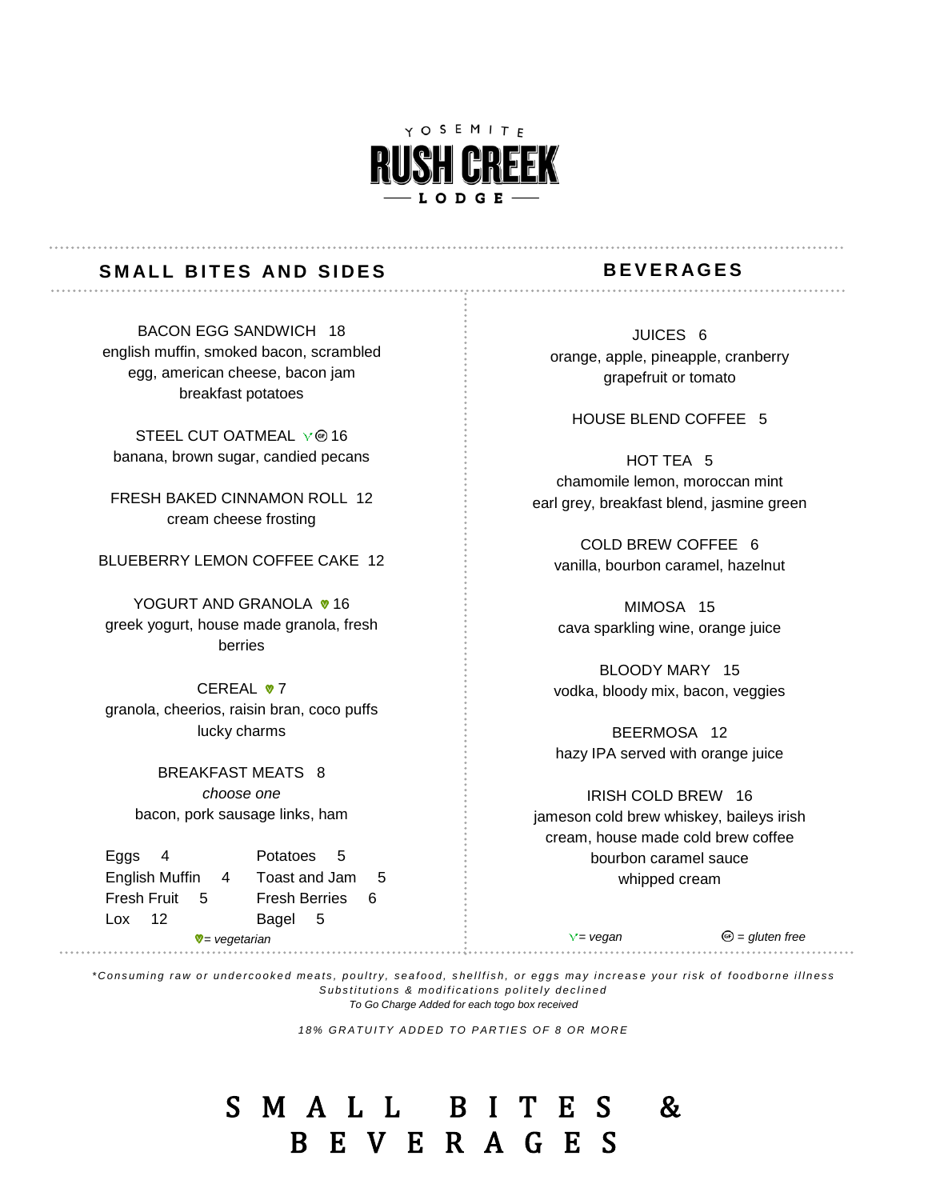YOSEMITE

# RUSH CREEK

LODGE

## SMALL BITES AND SIDES

BACON EGG SANDWICH 18
english muffin, smoked bacon, scrambled egg, american cheese, bacon jam
breakfast potatoes

STEEL CUT OATMEAL (vegan) (GF) 16
banana, brown sugar, candied pecans

FRESH BAKED CINNAMON ROLL 12
cream cheese frosting

BLUEBERRY LEMON COFFEE CAKE 12

YOGURT AND GRANOLA (vegetarian) 16
greek yogurt, house made granola, fresh berries

CEREAL (vegetarian) 7
granola, cheerios, raisin bran, coco puffs
lucky charms

BREAKFAST MEATS 8
*choose one*
bacon, pork sausage links, ham

| | | | |
|---|---|---|---|
| Eggs | 4 | Potatoes | 5 |
| English Muffin | 4 | Toast and Jam | 5 |
| Fresh Fruit | 5 | Fresh Berries | 6 |
| Lox | 12 | Bagel | 5 |

*(vegetarian symbol) = vegetarian*

## BEVERAGES

JUICES 6
orange, apple, pineapple, cranberry
grapefruit or tomato

HOUSE BLEND COFFEE 5

HOT TEA 5
chamomile lemon, moroccan mint
earl grey, breakfast blend, jasmine green

COLD BREW COFFEE 6
vanilla, bourbon caramel, hazelnut

MIMOSA 15
cava sparkling wine, orange juice

BLOODY MARY 15
vodka, bloody mix, bacon, veggies

BEERMOSA 12
hazy IPA served with orange juice

IRISH COLD BREW 16
jameson cold brew whiskey, baileys irish cream, house made cold brew coffee
bourbon caramel sauce
whipped cream

*(vegan symbol) = vegan* *(GF) = gluten free*

*\*Consuming raw or undercooked meats, poultry, seafood, shellfish, or eggs may increase your risk of foodborne illness*
*Substitutions & modifications politely declined*
*To Go Charge Added for each togo box received*

*18% GRATUITY ADDED TO PARTIES OF 8 OR MORE*

# SMALL BITES & BEVERAGES